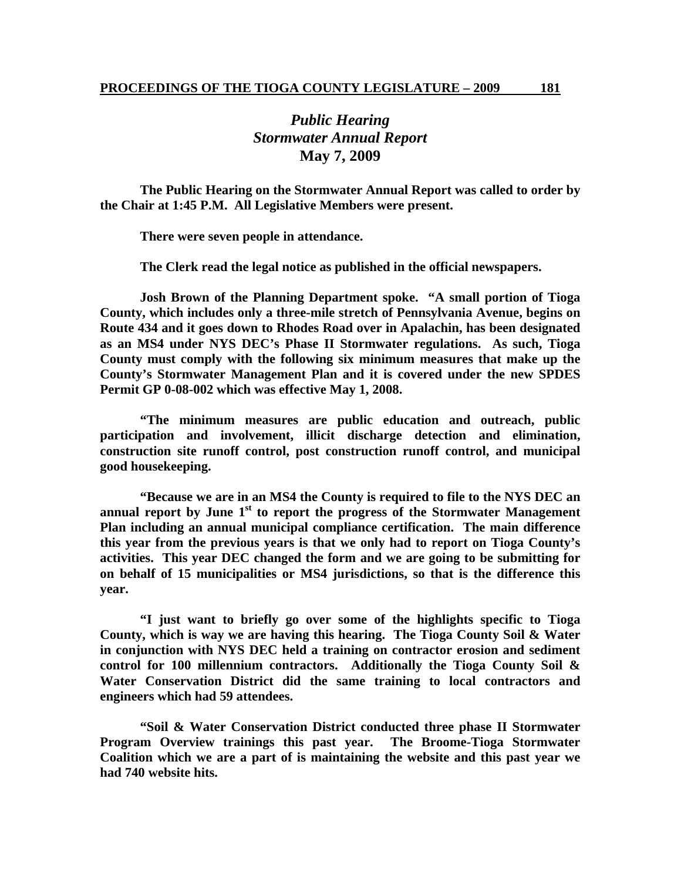## *Public Hearing*
## *Stormwater Annual Report*
## **May 7, 2009**

**The Public Hearing on the Stormwater Annual Report was called to order by the Chair at 1:45 P.M. All Legislative Members were present.**

**There were seven people in attendance.**

**The Clerk read the legal notice as published in the official newspapers.**

**Josh Brown of the Planning Department spoke. "A small portion of Tioga County, which includes only a three-mile stretch of Pennsylvania Avenue, begins on Route 434 and it goes down to Rhodes Road over in Apalachin, has been designated as an MS4 under NYS DEC's Phase II Stormwater regulations. As such, Tioga County must comply with the following six minimum measures that make up the County's Stormwater Management Plan and it is covered under the new SPDES Permit GP 0-08-002 which was effective May 1, 2008.**

**"The minimum measures are public education and outreach, public participation and involvement, illicit discharge detection and elimination, construction site runoff control, post construction runoff control, and municipal good housekeeping.**

**"Because we are in an MS4 the County is required to file to the NYS DEC an annual report by June 1st to report the progress of the Stormwater Management Plan including an annual municipal compliance certification. The main difference this year from the previous years is that we only had to report on Tioga County's activities. This year DEC changed the form and we are going to be submitting for on behalf of 15 municipalities or MS4 jurisdictions, so that is the difference this year.**

**"I just want to briefly go over some of the highlights specific to Tioga County, which is way we are having this hearing. The Tioga County Soil & Water in conjunction with NYS DEC held a training on contractor erosion and sediment control for 100 millennium contractors. Additionally the Tioga County Soil & Water Conservation District did the same training to local contractors and engineers which had 59 attendees.**

**"Soil & Water Conservation District conducted three phase II Stormwater Program Overview trainings this past year. The Broome-Tioga Stormwater Coalition which we are a part of is maintaining the website and this past year we had 740 website hits.**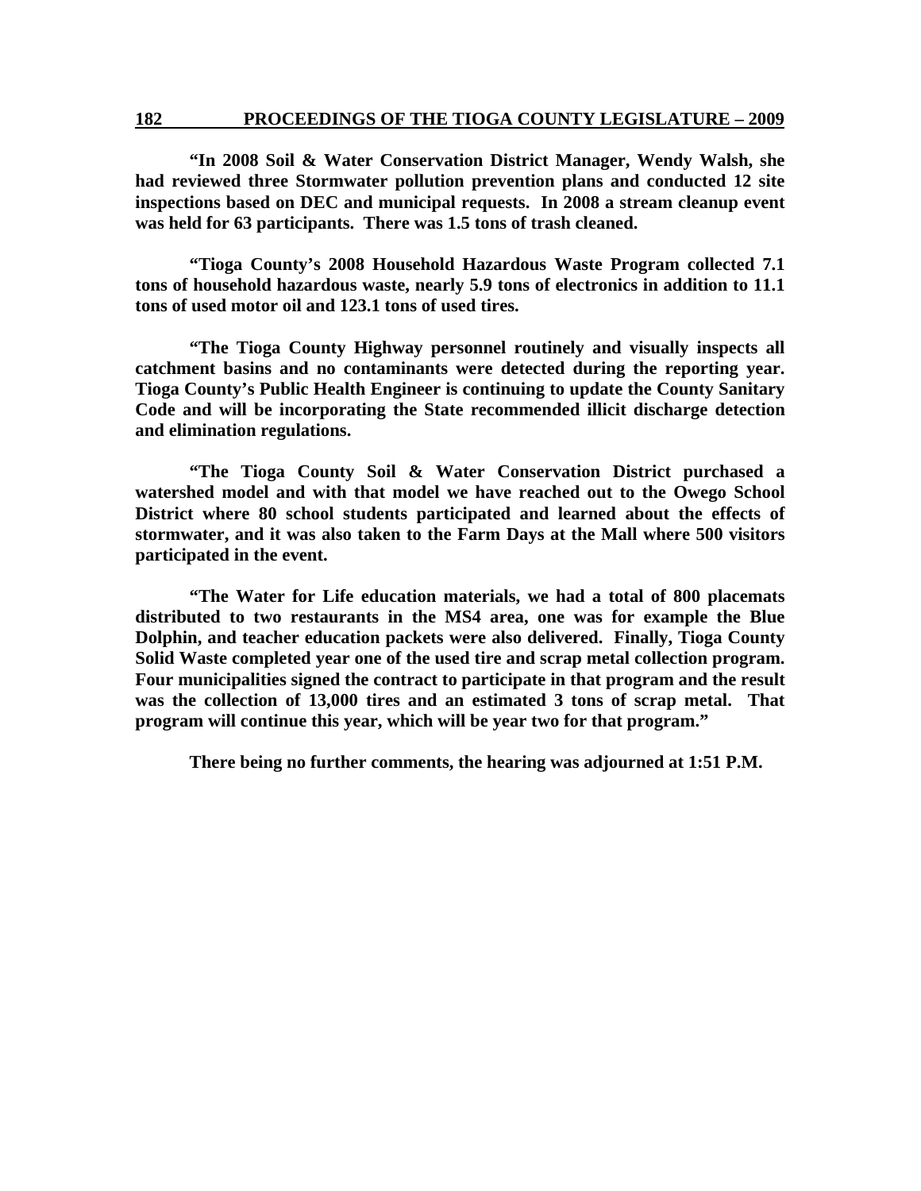**"In 2008 Soil & Water Conservation District Manager, Wendy Walsh, she had reviewed three Stormwater pollution prevention plans and conducted 12 site inspections based on DEC and municipal requests. In 2008 a stream cleanup event was held for 63 participants. There was 1.5 tons of trash cleaned.**

**"Tioga County's 2008 Household Hazardous Waste Program collected 7.1 tons of household hazardous waste, nearly 5.9 tons of electronics in addition to 11.1 tons of used motor oil and 123.1 tons of used tires.**

**"The Tioga County Highway personnel routinely and visually inspects all catchment basins and no contaminants were detected during the reporting year. Tioga County's Public Health Engineer is continuing to update the County Sanitary Code and will be incorporating the State recommended illicit discharge detection and elimination regulations.**

**"The Tioga County Soil & Water Conservation District purchased a watershed model and with that model we have reached out to the Owego School District where 80 school students participated and learned about the effects of stormwater, and it was also taken to the Farm Days at the Mall where 500 visitors participated in the event.**

**"The Water for Life education materials, we had a total of 800 placemats distributed to two restaurants in the MS4 area, one was for example the Blue Dolphin, and teacher education packets were also delivered. Finally, Tioga County Solid Waste completed year one of the used tire and scrap metal collection program. Four municipalities signed the contract to participate in that program and the result was the collection of 13,000 tires and an estimated 3 tons of scrap metal. That program will continue this year, which will be year two for that program."**

**There being no further comments, the hearing was adjourned at 1:51 P.M.**